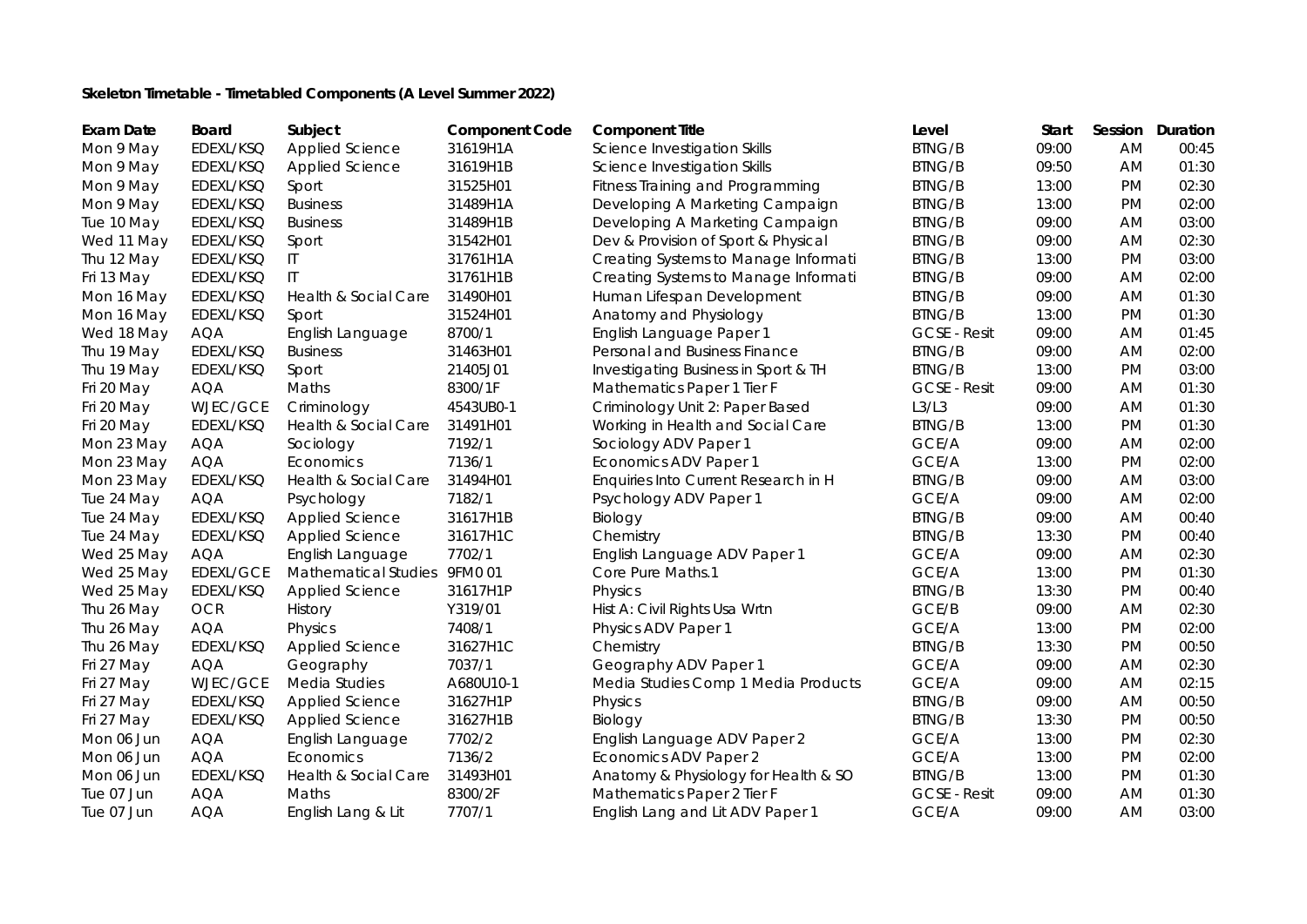**Skeleton Timetable - Timetabled Components (A Level Summer 2022)**

| Exam Date | Board | Subject | Component Code | Component Title | Level | Start | Session | Duration |
|---|---|---|---|---|---|---|---|---|
| Mon 9 May | EDEXL/KSQ | Applied Science | 31619H1A | Science Investigation Skills | BTNG/B | 09:00 | AM | 00:45 |
| Mon 9 May | EDEXL/KSQ | Applied Science | 31619H1B | Science Investigation Skills | BTNG/B | 09:50 | AM | 01:30 |
| Mon 9 May | EDEXL/KSQ | Sport | 31525H01 | Fitness Training and Programming | BTNG/B | 13:00 | PM | 02:30 |
| Mon 9 May | EDEXL/KSQ | Business | 31489H1A | Developing A Marketing Campaign | BTNG/B | 13:00 | PM | 02:00 |
| Tue 10 May | EDEXL/KSQ | Business | 31489H1B | Developing A Marketing Campaign | BTNG/B | 09:00 | AM | 03:00 |
| Wed 11 May | EDEXL/KSQ | Sport | 31542H01 | Dev & Provision of Sport & Physical | BTNG/B | 09:00 | AM | 02:30 |
| Thu 12 May | EDEXL/KSQ | IT | 31761H1A | Creating Systems to Manage Informati | BTNG/B | 13:00 | PM | 03:00 |
| Fri 13 May | EDEXL/KSQ | IT | 31761H1B | Creating Systems to Manage Informati | BTNG/B | 09:00 | AM | 02:00 |
| Mon 16 May | EDEXL/KSQ | Health & Social Care | 31490H01 | Human Lifespan Development | BTNG/B | 09:00 | AM | 01:30 |
| Mon 16 May | EDEXL/KSQ | Sport | 31524H01 | Anatomy and Physiology | BTNG/B | 13:00 | PM | 01:30 |
| Wed 18 May | AQA | English Language | 8700/1 | English Language Paper 1 | GCSE - Resit | 09:00 | AM | 01:45 |
| Thu 19 May | EDEXL/KSQ | Business | 31463H01 | Personal and Business Finance | BTNG/B | 09:00 | AM | 02:00 |
| Thu 19 May | EDEXL/KSQ | Sport | 21405J01 | Investigating Business in Sport & TH | BTNG/B | 13:00 | PM | 03:00 |
| Fri 20 May | AQA | Maths | 8300/1F | Mathematics Paper 1 Tier F | GCSE - Resit | 09:00 | AM | 01:30 |
| Fri 20 May | WJEC/GCE | Criminology | 4543UB0-1 | Criminology Unit 2: Paper Based | L3/L3 | 09:00 | AM | 01:30 |
| Fri 20 May | EDEXL/KSQ | Health & Social Care | 31491H01 | Working in Health and Social Care | BTNG/B | 13:00 | PM | 01:30 |
| Mon 23 May | AQA | Sociology | 7192/1 | Sociology ADV Paper 1 | GCE/A | 09:00 | AM | 02:00 |
| Mon 23 May | AQA | Economics | 7136/1 | Economics ADV Paper 1 | GCE/A | 13:00 | PM | 02:00 |
| Mon 23 May | EDEXL/KSQ | Health & Social Care | 31494H01 | Enquiries Into Current Research in H | BTNG/B | 09:00 | AM | 03:00 |
| Tue 24 May | AQA | Psychology | 7182/1 | Psychology ADV Paper 1 | GCE/A | 09:00 | AM | 02:00 |
| Tue 24 May | EDEXL/KSQ | Applied Science | 31617H1B | Biology | BTNG/B | 09:00 | AM | 00:40 |
| Tue 24 May | EDEXL/KSQ | Applied Science | 31617H1C | Chemistry | BTNG/B | 13:30 | PM | 00:40 |
| Wed 25 May | AQA | English Language | 7702/1 | English Language ADV Paper 1 | GCE/A | 09:00 | AM | 02:30 |
| Wed 25 May | EDEXL/GCE | Mathematical Studies | 9FM0 01 | Core Pure Maths.1 | GCE/A | 13:00 | PM | 01:30 |
| Wed 25 May | EDEXL/KSQ | Applied Science | 31617H1P | Physics | BTNG/B | 13:30 | PM | 00:40 |
| Thu 26 May | OCR | History | Y319/01 | Hist A: Civil Rights Usa Wrtn | GCE/B | 09:00 | AM | 02:30 |
| Thu 26 May | AQA | Physics | 7408/1 | Physics ADV Paper 1 | GCE/A | 13:00 | PM | 02:00 |
| Thu 26 May | EDEXL/KSQ | Applied Science | 31627H1C | Chemistry | BTNG/B | 13:30 | PM | 00:50 |
| Fri 27 May | AQA | Geography | 7037/1 | Geography ADV Paper 1 | GCE/A | 09:00 | AM | 02:30 |
| Fri 27 May | WJEC/GCE | Media Studies | A680U10-1 | Media Studies Comp 1 Media Products | GCE/A | 09:00 | AM | 02:15 |
| Fri 27 May | EDEXL/KSQ | Applied Science | 31627H1P | Physics | BTNG/B | 09:00 | AM | 00:50 |
| Fri 27 May | EDEXL/KSQ | Applied Science | 31627H1B | Biology | BTNG/B | 13:30 | PM | 00:50 |
| Mon 06 Jun | AQA | English Language | 7702/2 | English Language ADV Paper 2 | GCE/A | 13:00 | PM | 02:30 |
| Mon 06 Jun | AQA | Economics | 7136/2 | Economics ADV Paper 2 | GCE/A | 13:00 | PM | 02:00 |
| Mon 06 Jun | EDEXL/KSQ | Health & Social Care | 31493H01 | Anatomy & Physiology for Health & SO | BTNG/B | 13:00 | PM | 01:30 |
| Tue 07 Jun | AQA | Maths | 8300/2F | Mathematics Paper 2 Tier F | GCSE - Resit | 09:00 | AM | 01:30 |
| Tue 07 Jun | AQA | English Lang & Lit | 7707/1 | English Lang and Lit ADV Paper 1 | GCE/A | 09:00 | AM | 03:00 |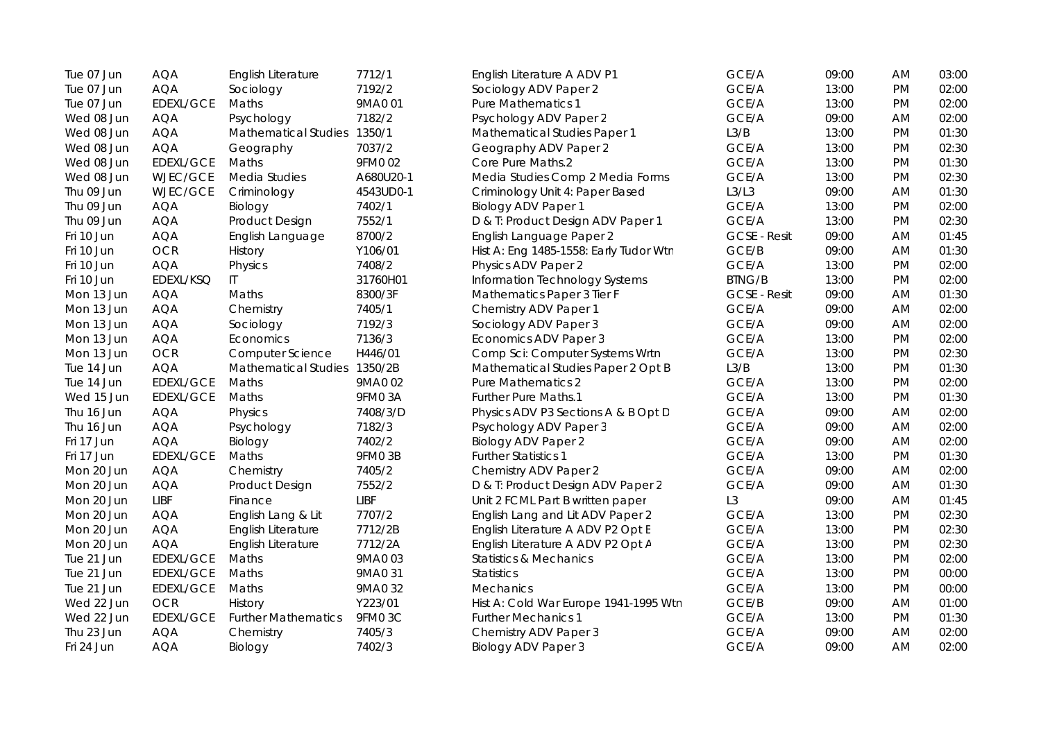| Tue 07 Jun | AQA | English Literature | 7712/1 | English Literature A ADV P1 | GCE/A | 09:00 | AM | 03:00 |
|---|---|---|---|---|---|---|---|---|
| Tue 07 Jun | AQA | Sociology | 7192/2 | Sociology ADV Paper 2 | GCE/A | 13:00 | PM | 02:00 |
| Tue 07 Jun | EDEXL/GCE | Maths | 9MA0 01 | Pure Mathematics 1 | GCE/A | 13:00 | PM | 02:00 |
| Wed 08 Jun | AQA | Psychology | 7182/2 | Psychology ADV Paper 2 | GCE/A | 09:00 | AM | 02:00 |
| Wed 08 Jun | AQA | Mathematical Studies | 1350/1 | Mathematical Studies Paper 1 | L3/B | 13:00 | PM | 01:30 |
| Wed 08 Jun | AQA | Geography | 7037/2 | Geography ADV Paper 2 | GCE/A | 13:00 | PM | 02:30 |
| Wed 08 Jun | EDEXL/GCE | Maths | 9FM0 02 | Core Pure Maths.2 | GCE/A | 13:00 | PM | 01:30 |
| Wed 08 Jun | WJEC/GCE | Media Studies | A680U20-1 | Media Studies Comp 2 Media Forms | GCE/A | 13:00 | PM | 02:30 |
| Thu 09 Jun | WJEC/GCE | Criminology | 4543UD0-1 | Criminology Unit 4: Paper Based | L3/L3 | 09:00 | AM | 01:30 |
| Thu 09 Jun | AQA | Biology | 7402/1 | Biology ADV Paper 1 | GCE/A | 13:00 | PM | 02:00 |
| Thu 09 Jun | AQA | Product Design | 7552/1 | D & T: Product Design ADV Paper 1 | GCE/A | 13:00 | PM | 02:30 |
| Fri 10 Jun | AQA | English Language | 8700/2 | English Language Paper 2 | GCSE - Resit | 09:00 | AM | 01:45 |
| Fri 10 Jun | OCR | History | Y106/01 | Hist A: Eng 1485-1558: Early Tudor Wtn | GCE/B | 09:00 | AM | 01:30 |
| Fri 10 Jun | AQA | Physics | 7408/2 | Physics ADV Paper 2 | GCE/A | 13:00 | PM | 02:00 |
| Fri 10 Jun | EDEXL/KSQ | IT | 31760H01 | Information Technology Systems | BTNG/B | 13:00 | PM | 02:00 |
| Mon 13 Jun | AQA | Maths | 8300/3F | Mathematics Paper 3 Tier F | GCSE - Resit | 09:00 | AM | 01:30 |
| Mon 13 Jun | AQA | Chemistry | 7405/1 | Chemistry ADV Paper 1 | GCE/A | 09:00 | AM | 02:00 |
| Mon 13 Jun | AQA | Sociology | 7192/3 | Sociology ADV Paper 3 | GCE/A | 09:00 | AM | 02:00 |
| Mon 13 Jun | AQA | Economics | 7136/3 | Economics ADV Paper 3 | GCE/A | 13:00 | PM | 02:00 |
| Mon 13 Jun | OCR | Computer Science | H446/01 | Comp Sci: Computer Systems Wrtn | GCE/A | 13:00 | PM | 02:30 |
| Tue 14 Jun | AQA | Mathematical Studies | 1350/2B | Mathematical Studies Paper 2 Opt B | L3/B | 13:00 | PM | 01:30 |
| Tue 14 Jun | EDEXL/GCE | Maths | 9MA0 02 | Pure Mathematics 2 | GCE/A | 13:00 | PM | 02:00 |
| Wed 15 Jun | EDEXL/GCE | Maths | 9FM0 3A | Further Pure Maths.1 | GCE/A | 13:00 | PM | 01:30 |
| Thu 16 Jun | AQA | Physics | 7408/3/D | Physics ADV P3 Sections A & B Opt D | GCE/A | 09:00 | AM | 02:00 |
| Thu 16 Jun | AQA | Psychology | 7182/3 | Psychology ADV Paper 3 | GCE/A | 09:00 | AM | 02:00 |
| Fri 17 Jun | AQA | Biology | 7402/2 | Biology ADV Paper 2 | GCE/A | 09:00 | AM | 02:00 |
| Fri 17 Jun | EDEXL/GCE | Maths | 9FM0 3B | Further Statistics 1 | GCE/A | 13:00 | PM | 01:30 |
| Mon 20 Jun | AQA | Chemistry | 7405/2 | Chemistry ADV Paper 2 | GCE/A | 09:00 | AM | 02:00 |
| Mon 20 Jun | AQA | Product Design | 7552/2 | D & T: Product Design ADV Paper 2 | GCE/A | 09:00 | AM | 01:30 |
| Mon 20 Jun | LIBF | Finance | LIBF | Unit 2 FCML Part B written paper | L3 | 09:00 | AM | 01:45 |
| Mon 20 Jun | AQA | English Lang & Lit | 7707/2 | English Lang and Lit ADV Paper 2 | GCE/A | 13:00 | PM | 02:30 |
| Mon 20 Jun | AQA | English Literature | 7712/2B | English Literature A ADV P2 Opt B | GCE/A | 13:00 | PM | 02:30 |
| Mon 20 Jun | AQA | English Literature | 7712/2A | English Literature A ADV P2 Opt A | GCE/A | 13:00 | PM | 02:30 |
| Tue 21 Jun | EDEXL/GCE | Maths | 9MA0 03 | Statistics & Mechanics | GCE/A | 13:00 | PM | 02:00 |
| Tue 21 Jun | EDEXL/GCE | Maths | 9MA0 31 | Statistics | GCE/A | 13:00 | PM | 00:00 |
| Tue 21 Jun | EDEXL/GCE | Maths | 9MA0 32 | Mechanics | GCE/A | 13:00 | PM | 00:00 |
| Wed 22 Jun | OCR | History | Y223/01 | Hist A: Cold War Europe 1941-1995 Wtn | GCE/B | 09:00 | AM | 01:00 |
| Wed 22 Jun | EDEXL/GCE | Further Mathematics | 9FM0 3C | Further Mechanics 1 | GCE/A | 13:00 | PM | 01:30 |
| Thu 23 Jun | AQA | Chemistry | 7405/3 | Chemistry ADV Paper 3 | GCE/A | 09:00 | AM | 02:00 |
| Fri 24 Jun | AQA | Biology | 7402/3 | Biology ADV Paper 3 | GCE/A | 09:00 | AM | 02:00 |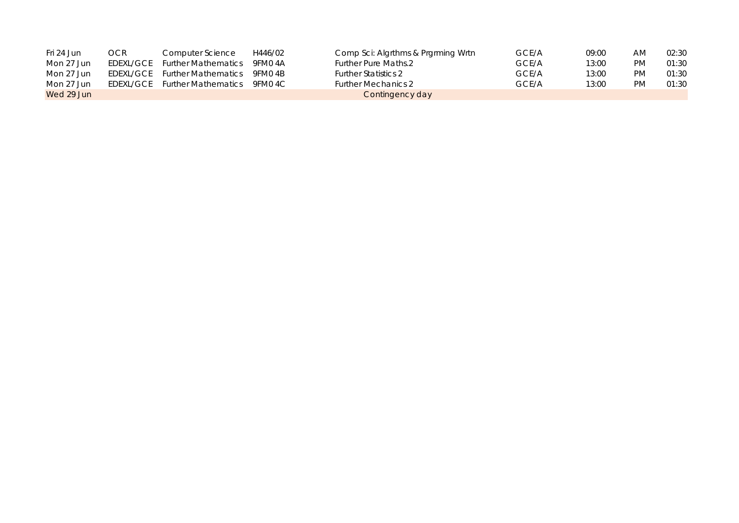| | | | | | | | | |
|---|---|---|---|---|---|---|---|---|
| Fri 24 Jun | OCR | Computer Science | H446/02 | Comp Sci: Algrthms & Prgrming Wrtn | GCE/A | 09:00 | AM | 02:30 |
| Mon 27 Jun | EDEXL/GCE | Further Mathematics | 9FM0 4A | Further Pure Maths.2 | GCE/A | 13:00 | PM | 01:30 |
| Mon 27 Jun | EDEXL/GCE | Further Mathematics | 9FM0 4B | Further Statistics 2 | GCE/A | 13:00 | PM | 01:30 |
| Mon 27 Jun | EDEXL/GCE | Further Mathematics | 9FM0 4C | Further Mechanics 2 | GCE/A | 13:00 | PM | 01:30 |
| Wed 29 Jun | | | | Contingency day | | | | |